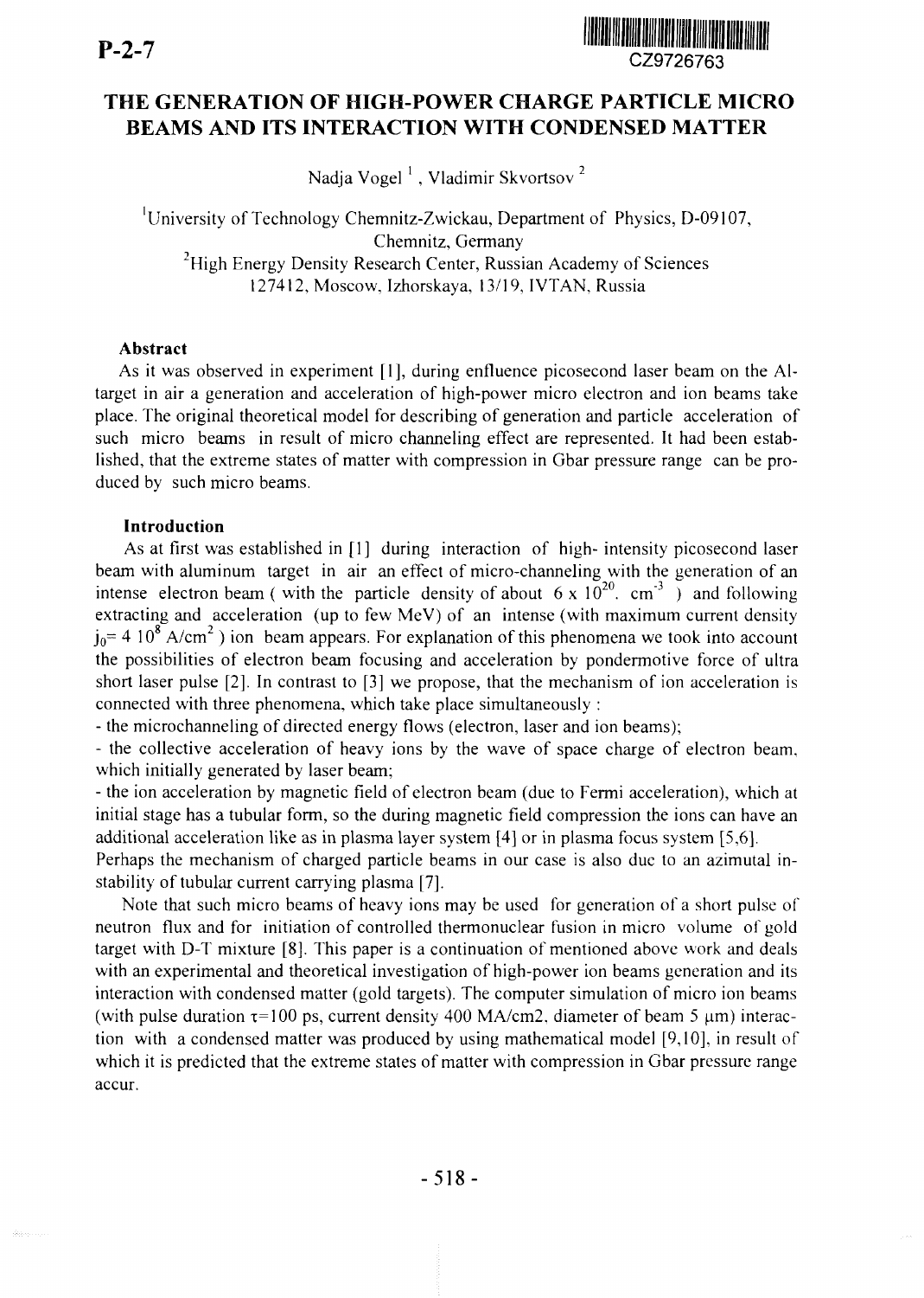P-2-7

CZ9726763

# THE GENERATION OF HIGH-POWER CHARGE PARTICLE MICRO BEAMS AND ITS INTERACTION WITH CONDENSED MATTER

Nadja Vogel [1], Vladimir Skvortsov [2]

[1]University of Technology Chemnitz-Zwickau, Department of Physics, D-09107, Chemnitz, Germany

[2]High Energy Density Research Center, Russian Academy of Sciences 127412, Moscow, Izhorskaya, 13/19, IVTAN, Russia

### Abstract

As it was observed in experiment [1], during enfluence picosecond laser beam on the Al-target in air a generation and acceleration of high-power micro electron and ion beams take place. The original theoretical model for describing of generation and particle acceleration of such micro beams in result of micro channeling effect are represented. It had been established, that the extreme states of matter with compression in Gbar pressure range can be produced by such micro beams.

### Introduction

As at first was established in [1] during interaction of high- intensity picosecond laser beam with aluminum target in air an effect of micro-channeling with the generation of an intense electron beam ( with the particle density of about $6 \times 10^{20}.\ cm^{-3}$ ) and following extracting and acceleration (up to few MeV) of an intense (with maximum current density $j_0 = 4\ 10^8\ A/cm^2$ ) ion beam appears. For explanation of this phenomena we took into account the possibilities of electron beam focusing and acceleration by pondermotive force of ultra short laser pulse [2]. In contrast to [3] we propose, that the mechanism of ion acceleration is connected with three phenomena, which take place simultaneously :

- the microchanneling of directed energy flows (electron, laser and ion beams);
- the collective acceleration of heavy ions by the wave of space charge of electron beam, which initially generated by laser beam;
- the ion acceleration by magnetic field of electron beam (due to Fermi acceleration), which at initial stage has a tubular form, so the during magnetic field compression the ions can have an additional acceleration like as in plasma layer system [4] or in plasma focus system [5,6].

Perhaps the mechanism of charged particle beams in our case is also due to an azimutal instability of tubular current carrying plasma [7].

Note that such micro beams of heavy ions may be used for generation of a short pulse of neutron flux and for initiation of controlled thermonuclear fusion in micro volume of gold target with D-T mixture [8]. This paper is a continuation of mentioned above work and deals with an experimental and theoretical investigation of high-power ion beams generation and its interaction with condensed matter (gold targets). The computer simulation of micro ion beams (with pulse duration $\tau = 100$ ps, current density 400 MA/cm2, diameter of beam 5 μm) interaction with a condensed matter was produced by using mathematical model [9,10], in result of which it is predicted that the extreme states of matter with compression in Gbar pressure range accur.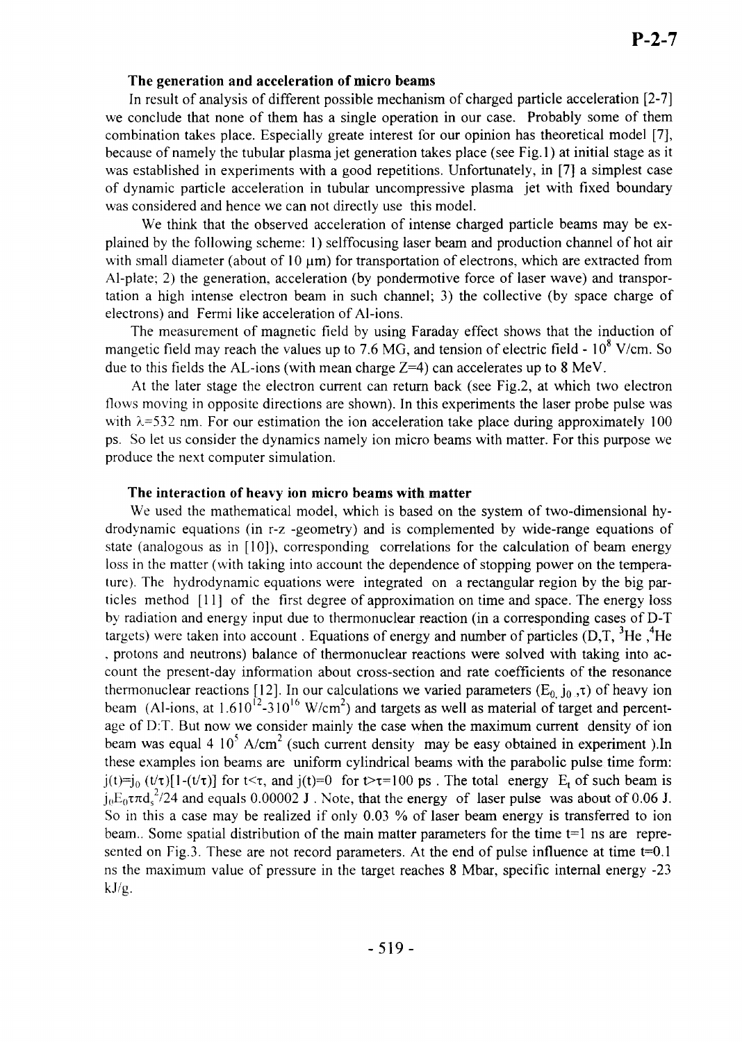### The generation and acceleration of micro beams

In result of analysis of different possible mechanism of charged particle acceleration [2-7] we conclude that none of them has a single operation in our case. Probably some of them combination takes place. Especially greate interest for our opinion has theoretical model [7], because of namely the tubular plasma jet generation takes place (see Fig.1) at initial stage as it was established in experiments with a good repetitions. Unfortunately, in [7] a simplest case of dynamic particle acceleration in tubular uncompressive plasma jet with fixed boundary was considered and hence we can not directly use this model.

We think that the observed acceleration of intense charged particle beams may be explained by the following scheme: 1) selffocusing laser beam and production channel of hot air with small diameter (about of 10 μm) for transportation of electrons, which are extracted from Al-plate; 2) the generation, acceleration (by pondermotive force of laser wave) and transportation a high intense electron beam in such channel; 3) the collective (by space charge of electrons) and Fermi like acceleration of Al-ions.

The measurement of magnetic field by using Faraday effect shows that the induction of mangetic field may reach the values up to 7.6 MG, and tension of electric field - $10^8$ V/cm. So due to this fields the AL-ions (with mean charge Z=4) can accelerates up to 8 MeV.

At the later stage the electron current can return back (see Fig.2, at which two electron flows moving in opposite directions are shown). In this experiments the laser probe pulse was with $\lambda$=532 nm. For our estimation the ion acceleration take place during approximately 100 ps. So let us consider the dynamics namely ion micro beams with matter. For this purpose we produce the next computer simulation.

### The interaction of heavy ion micro beams with matter

We used the mathematical model, which is based on the system of two-dimensional hydrodynamic equations (in r-z -geometry) and is complemented by wide-range equations of state (analogous as in [10]), corresponding correlations for the calculation of beam energy loss in the matter (with taking into account the dependence of stopping power on the temperature). The hydrodynamic equations were integrated on a rectangular region by the big particles method [11] of the first degree of approximation on time and space. The energy loss by radiation and energy input due to thermonuclear reaction (in a corresponding cases of D-T targets) were taken into account . Equations of energy and number of particles (D,T, $^3$He ,$^4$He , protons and neutrons) balance of thermonuclear reactions were solved with taking into account the present-day information about cross-section and rate coefficients of the resonance thermonuclear reactions [12]. In our calculations we varied parameters ($E_0$, $j_0$ ,$\tau$) of heavy ion beam (Al-ions, at $1.6\,10^{12}$-$3\,10^{16}$ W/cm$^2$) and targets as well as material of target and percentage of D:T. But now we consider mainly the case when the maximum current density of ion beam was equal $4\ 10^5$ A/cm$^2$ (such current density may be easy obtained in experiment ).In these examples ion beams are uniform cylindrical beams with the parabolic pulse time form: $j(t)=j_0\,(t/\tau)[1-(t/\tau)]$ for $t<\tau$, and $j(t)=0$ for $t>\tau=100$ ps . The total energy $E_t$ of such beam is $j_0E_0\tau\pi d_s^2/24$ and equals 0.00002 J . Note, that the energy of laser pulse was about of 0.06 J. So in this a case may be realized if only 0.03 % of laser beam energy is transferred to ion beam.. Some spatial distribution of the main matter parameters for the time t=1 ns are represented on Fig.3. These are not record parameters. At the end of pulse influence at time t=0.1 ns the maximum value of pressure in the target reaches 8 Mbar, specific internal energy -23 kJ/g.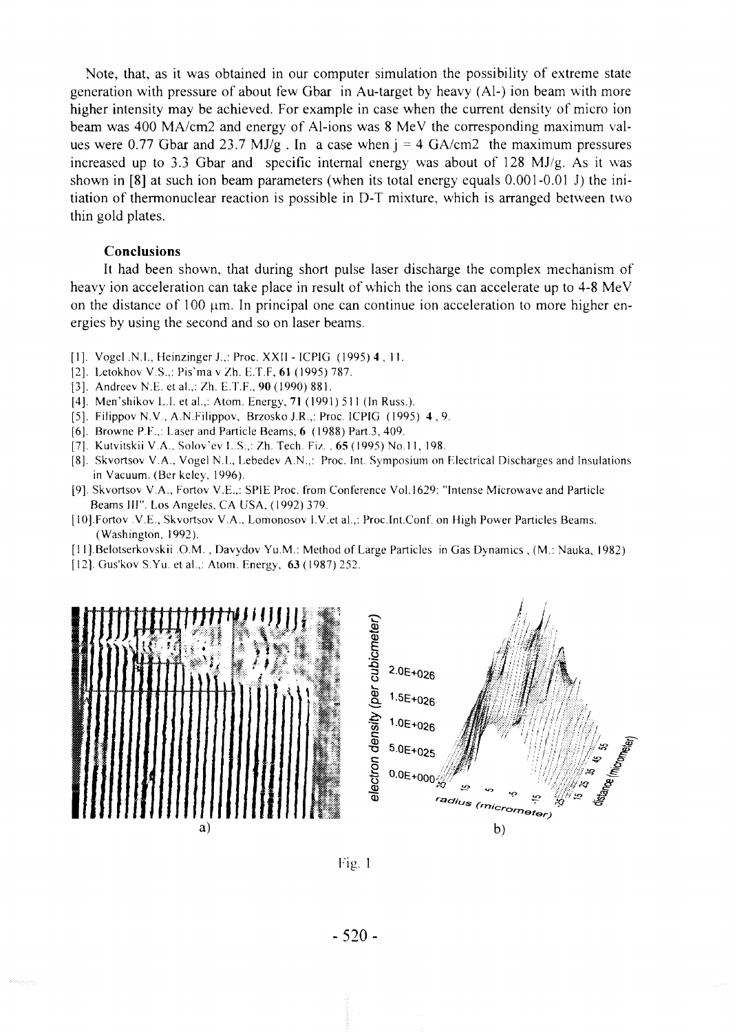Note, that, as it was obtained in our computer simulation the possibility of extreme state generation with pressure of about few Gbar in Au-target by heavy (Al-) ion beam with more higher intensity may be achieved. For example in case when the current density of micro ion beam was 400 MA/cm2 and energy of Al-ions was 8 MeV the corresponding maximum values were 0.77 Gbar and 23.7 MJ/g . In a case when j = 4 GA/cm2 the maximum pressures increased up to 3.3 Gbar and specific internal energy was about of 128 MJ/g. As it was shown in [8] at such ion beam parameters (when its total energy equals 0.001-0.01 J) the initiation of thermonuclear reaction is possible in D-T mixture, which is arranged between two thin gold plates.

### Conclusions

It had been shown, that during short pulse laser discharge the complex mechanism of heavy ion acceleration can take place in result of which the ions can accelerate up to 4-8 MeV on the distance of 100 μm. In principal one can continue ion acceleration to more higher energies by using the second and so on laser beams.

[1]. Vogel N.I., Heinzinger J.,: Proc. XXII - ICPIG (1995) **4** , 11.
[2]. Letokhov V.S.,: Pis'ma v Zh. E.T.F, **61** (1995) 787.
[3]. Andreev N.E. et al.,: Zh. E.T.F., **90** (1990) 881.
[4]. Men'shikov L.I. et al.,: Atom. Energy, **71** (1991) 511 (In Russ.).
[5]. Filippov N.V., A.N.Filippov, Brzosko J.R.,: Proc. ICPIG (1995) **4** , 9.
[6]. Browne P.F.,: Laser and Particle Beams, **6** (1988) Part.3, 409.
[7]. Kutvitskii V.A., Solov'ev L.S.,: Zh. Tech. Fiz. , **65** (1995) No.11, 198.
[8]. Skvortsov V.A., Vogel N.I., Lebedev A.N.,: Proc. Int. Symposium on Electrical Discharges and Insulations in Vacuum. (Berkeley, 1996).
[9]. Skvortsov V.A., Fortov V.E.,: SPIE Proc. from Conference Vol.1629: "Intense Microwave and Particle Beams III". Los Angeles, CA USA, (1992) 379.
[10]. Fortov V.E., Skvortsov V.A., Lomonosov I.V.et al.,: Proc.Int.Conf. on High Power Particles Beams. (Washington, 1992).
[11]. Belotserkovskii O.M. , Davydov Yu.M.: Method of Large Particles in Gas Dynamics , (M.: Nauka, 1982)
[12]. Gus'kov S.Yu. et al.,: Atom. Energy, **63** (1987) 252.

a) b)

Fig. 1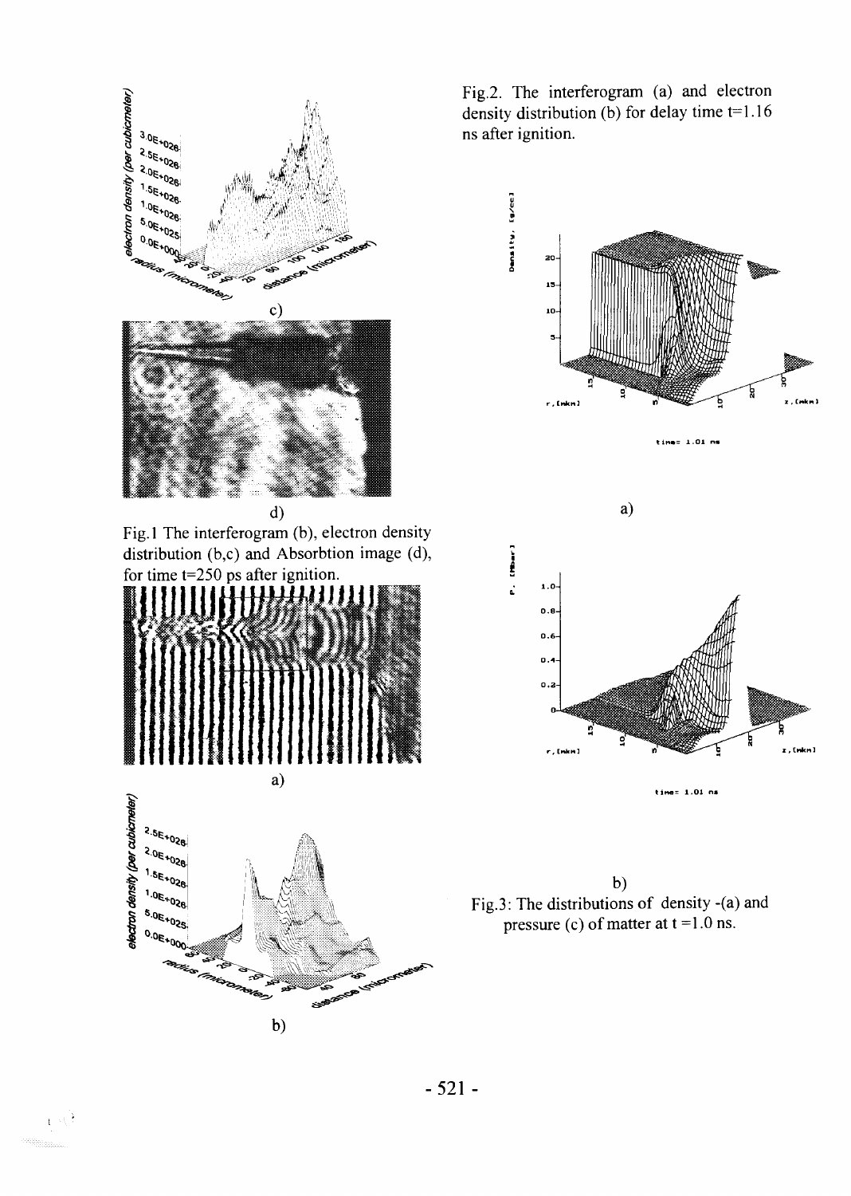electron density (per cubicmeter)

3.0E+026
2.5E+026
2.0E+026
1.5E+026
1.0E+026
5.0E+025
0.0E+000

radius (micrometer)

distance (micrometer)

c)

d)

Fig.1 The interferogram (b), electron density distribution (b,c) and Absorbtion image (d), for time t=250 ps after ignition.

a)

electron density (per cubicmeter)

2.5E+026
2.0E+026
1.5E+026
1.0E+026
5.0E+025
0.0E+000

radius (micrometer)

distance (micrometer)

b)

Fig.2. The interferogram (a) and electron density distribution (b) for delay time t=1.16 ns after ignition.

Density, [g/cc]

20
15
10
5

r, [mkm]

z, [mkm]

time= 1.01 ns

a)

P, [Mbar]

1.0
0.8
0.6
0.4
0.2
0

r, [mkm]

z, [mkm]

time= 1.01 ns

b)

Fig.3: The distributions of density -(a) and pressure (c) of matter at t =1.0 ns.